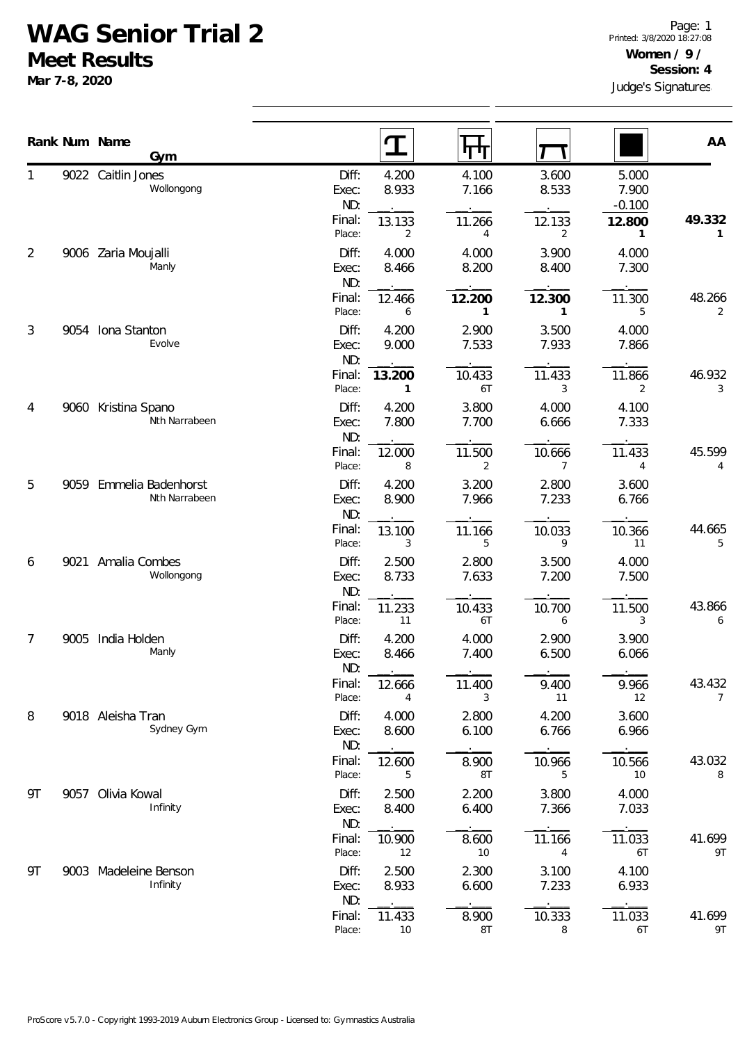# WAG Senior Trial 2

## Meet Results

**Mar 7-8, 2020**

Printed: 3/8/2020 18:27:08

**Women / 9 /**
**Session: 4**
Judge's Signatures

| Rank | Num | Name / Gym | | Vault | Bars | Beam | Floor | AA |
|---|---|---|---|---|---|---|---|---|
| 1 | 9022 | Caitlin Jones, Wollongong | Diff: | 4.200 | 4.100 | 3.600 | 5.000 | |
| | | | Exec: | 8.933 | 7.166 | 8.533 | 7.900 | |
| | | | ND: | . | . | . | -0.100 | |
| | | | Final: | 13.133 | 11.266 | 12.133 | **12.800** | **49.332** |
| | | | Place: | 2 | 4 | 2 | **1** | **1** |
| 2 | 9006 | Zaria Moujalli, Manly | Diff: | 4.000 | 4.000 | 3.900 | 4.000 | |
| | | | Exec: | 8.466 | 8.200 | 8.400 | 7.300 | |
| | | | ND: | . | . | . | . | |
| | | | Final: | 12.466 | **12.200** | **12.300** | 11.300 | 48.266 |
| | | | Place: | 6 | **1** | **1** | 5 | 2 |
| 3 | 9054 | Iona Stanton, Evolve | Diff: | 4.200 | 2.900 | 3.500 | 4.000 | |
| | | | Exec: | 9.000 | 7.533 | 7.933 | 7.866 | |
| | | | ND: | . | . | . | . | |
| | | | Final: | **13.200** | 10.433 | 11.433 | 11.866 | 46.932 |
| | | | Place: | **1** | 6T | 3 | 2 | 3 |
| 4 | 9060 | Kristina Spano, Nth Narrabeen | Diff: | 4.200 | 3.800 | 4.000 | 4.100 | |
| | | | Exec: | 7.800 | 7.700 | 6.666 | 7.333 | |
| | | | ND: | . | . | . | . | |
| | | | Final: | 12.000 | 11.500 | 10.666 | 11.433 | 45.599 |
| | | | Place: | 8 | 2 | 7 | 4 | 4 |
| 5 | 9059 | Emmelia Badenhorst, Nth Narrabeen | Diff: | 4.200 | 3.200 | 2.800 | 3.600 | |
| | | | Exec: | 8.900 | 7.966 | 7.233 | 6.766 | |
| | | | ND: | . | . | . | . | |
| | | | Final: | 13.100 | 11.166 | 10.033 | 10.366 | 44.665 |
| | | | Place: | 3 | 5 | 9 | 11 | 5 |
| 6 | 9021 | Amalia Combes, Wollongong | Diff: | 2.500 | 2.800 | 3.500 | 4.000 | |
| | | | Exec: | 8.733 | 7.633 | 7.200 | 7.500 | |
| | | | ND: | . | . | . | . | |
| | | | Final: | 11.233 | 10.433 | 10.700 | 11.500 | 43.866 |
| | | | Place: | 11 | 6T | 6 | 3 | 6 |
| 7 | 9005 | India Holden, Manly | Diff: | 4.200 | 4.000 | 2.900 | 3.900 | |
| | | | Exec: | 8.466 | 7.400 | 6.500 | 6.066 | |
| | | | ND: | . | . | . | . | |
| | | | Final: | 12.666 | 11.400 | 9.400 | 9.966 | 43.432 |
| | | | Place: | 4 | 3 | 11 | 12 | 7 |
| 8 | 9018 | Aleisha Tran, Sydney Gym | Diff: | 4.000 | 2.800 | 4.200 | 3.600 | |
| | | | Exec: | 8.600 | 6.100 | 6.766 | 6.966 | |
| | | | ND: | . | . | . | . | |
| | | | Final: | 12.600 | 8.900 | 10.966 | 10.566 | 43.032 |
| | | | Place: | 5 | 8T | 5 | 10 | 8 |
| 9T | 9057 | Olivia Kowal, Infinity | Diff: | 2.500 | 2.200 | 3.800 | 4.000 | |
| | | | Exec: | 8.400 | 6.400 | 7.366 | 7.033 | |
| | | | ND: | . | . | . | . | |
| | | | Final: | 10.900 | 8.600 | 11.166 | 11.033 | 41.699 |
| | | | Place: | 12 | 10 | 4 | 6T | 9T |
| 9T | 9003 | Madeleine Benson, Infinity | Diff: | 2.500 | 2.300 | 3.100 | 4.100 | |
| | | | Exec: | 8.933 | 6.600 | 7.233 | 6.933 | |
| | | | ND: | . | . | . | . | |
| | | | Final: | 11.433 | 8.900 | 10.333 | 11.033 | 41.699 |
| | | | Place: | 10 | 8T | 8 | 6T | 9T |

ProScore v5.7.0 - Copyright 1993-2019 Auburn Electronics Group - Licensed to: Gymnastics Australia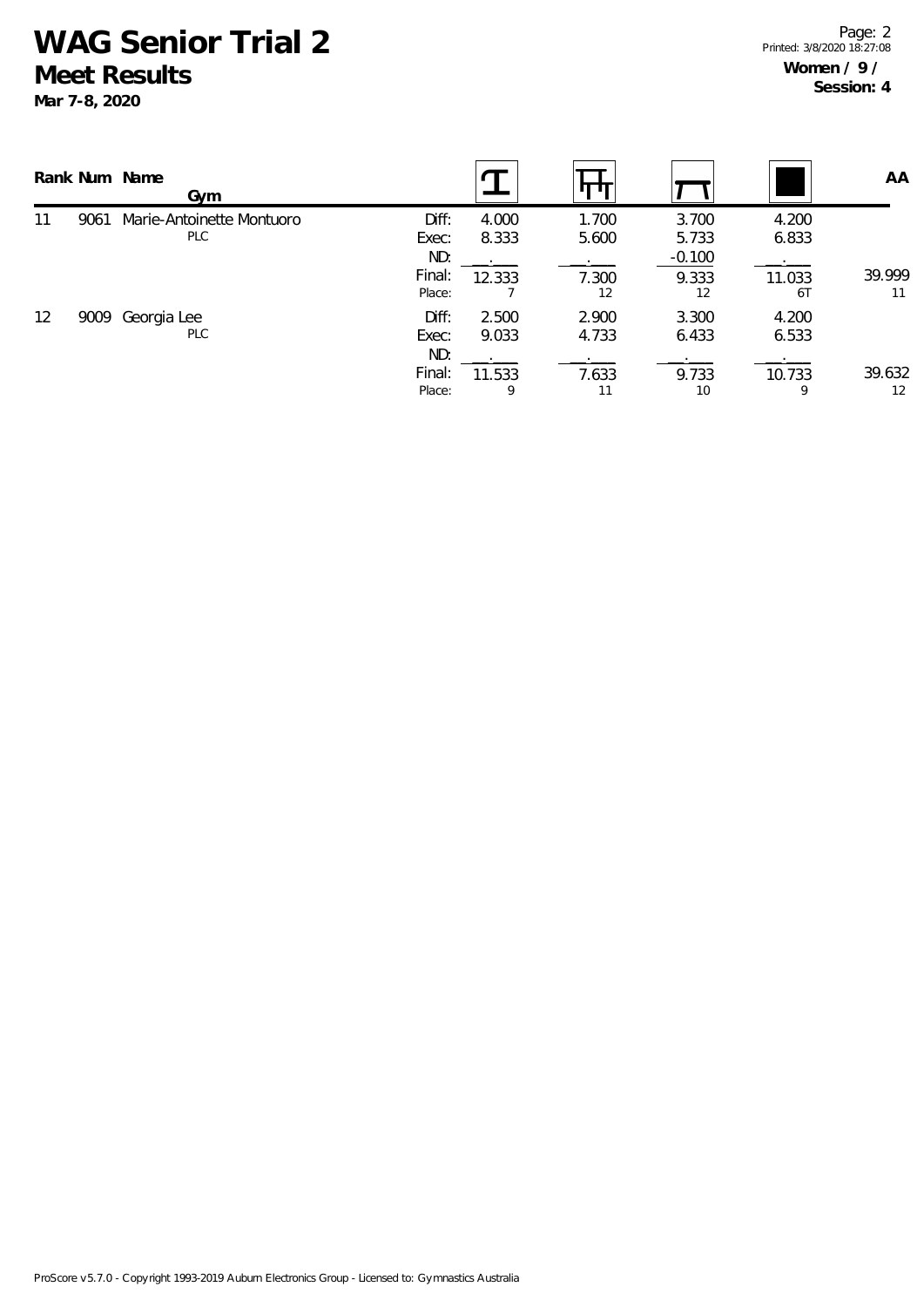# WAG Senior Trial 2

## Meet Results

**Mar 7-8, 2020**

**Women / 9 / Session: 4**

| Rank | Num | Name / Gym | | Vault | Bars | Beam | Floor | AA |
|---|---|---|---|---|---|---|---|---|
| 11 | 9061 | Marie-Antoinette Montuoro | Diff: | 4.000 | 1.700 | 3.700 | 4.200 | |
| | | PLC | Exec: | 8.333 | 5.600 | 5.733 | 6.833 | |
| | | | ND: | . | . | -0.100 | . | |
| | | | Final: | 12.333 | 7.300 | 9.333 | 11.033 | 39.999 |
| | | | Place: | 7 | 12 | 12 | 6T | 11 |
| 12 | 9009 | Georgia Lee | Diff: | 2.500 | 2.900 | 3.300 | 4.200 | |
| | | PLC | Exec: | 9.033 | 4.733 | 6.433 | 6.533 | |
| | | | ND: | . | . | . | . | |
| | | | Final: | 11.533 | 7.633 | 9.733 | 10.733 | 39.632 |
| | | | Place: | 9 | 11 | 10 | 9 | 12 |

ProScore v5.7.0 - Copyright 1993-2019 Auburn Electronics Group - Licensed to: Gymnastics Australia